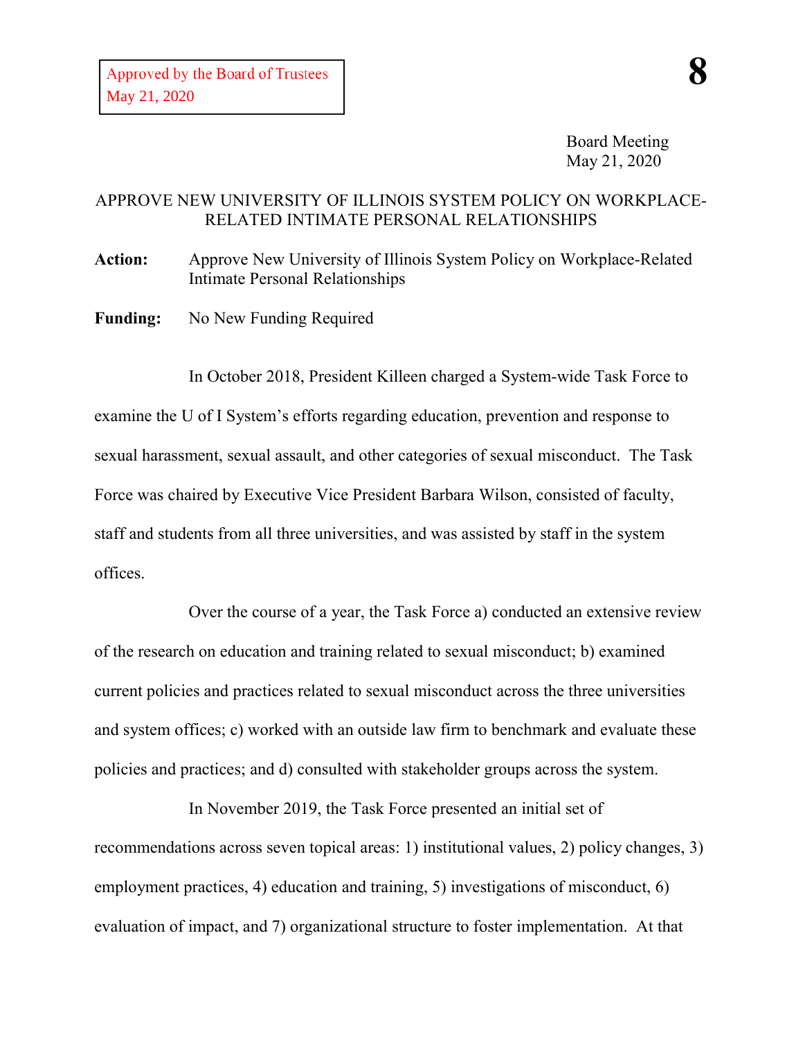Approved by the Board of Trustees
May 21, 2020

**8**

Board Meeting
May 21, 2020

# APPROVE NEW UNIVERSITY OF ILLINOIS SYSTEM POLICY ON WORKPLACE-RELATED INTIMATE PERSONAL RELATIONSHIPS

**Action:** Approve New University of Illinois System Policy on Workplace-Related Intimate Personal Relationships

**Funding:** No New Funding Required

In October 2018, President Killeen charged a System-wide Task Force to examine the U of I System's efforts regarding education, prevention and response to sexual harassment, sexual assault, and other categories of sexual misconduct. The Task Force was chaired by Executive Vice President Barbara Wilson, consisted of faculty, staff and students from all three universities, and was assisted by staff in the system offices.

Over the course of a year, the Task Force a) conducted an extensive review of the research on education and training related to sexual misconduct; b) examined current policies and practices related to sexual misconduct across the three universities and system offices; c) worked with an outside law firm to benchmark and evaluate these policies and practices; and d) consulted with stakeholder groups across the system.

In November 2019, the Task Force presented an initial set of recommendations across seven topical areas: 1) institutional values, 2) policy changes, 3) employment practices, 4) education and training, 5) investigations of misconduct, 6) evaluation of impact, and 7) organizational structure to foster implementation. At that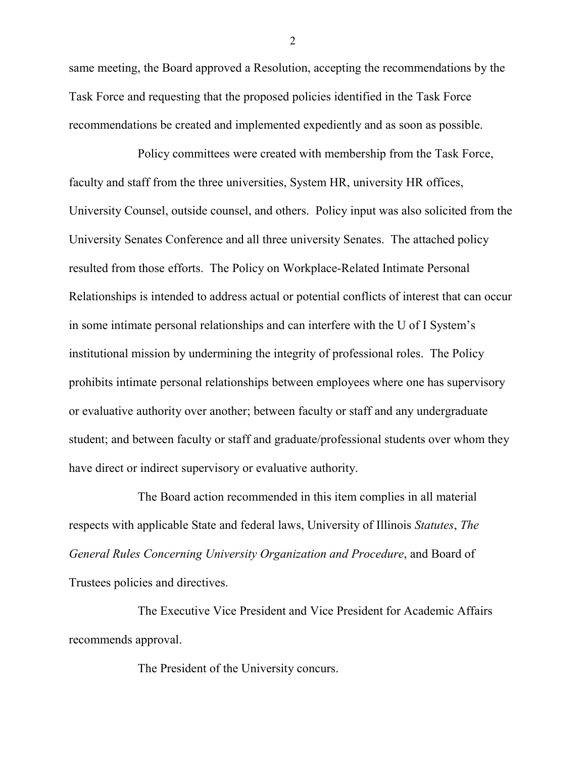same meeting, the Board approved a Resolution, accepting the recommendations by the Task Force and requesting that the proposed policies identified in the Task Force recommendations be created and implemented expediently and as soon as possible.

Policy committees were created with membership from the Task Force, faculty and staff from the three universities, System HR, university HR offices, University Counsel, outside counsel, and others. Policy input was also solicited from the University Senates Conference and all three university Senates. The attached policy resulted from those efforts. The Policy on Workplace-Related Intimate Personal Relationships is intended to address actual or potential conflicts of interest that can occur in some intimate personal relationships and can interfere with the U of I System's institutional mission by undermining the integrity of professional roles. The Policy prohibits intimate personal relationships between employees where one has supervisory or evaluative authority over another; between faculty or staff and any undergraduate student; and between faculty or staff and graduate/professional students over whom they have direct or indirect supervisory or evaluative authority.

The Board action recommended in this item complies in all material respects with applicable State and federal laws, University of Illinois *Statutes*, *The General Rules Concerning University Organization and Procedure*, and Board of Trustees policies and directives.

The Executive Vice President and Vice President for Academic Affairs recommends approval.

The President of the University concurs.